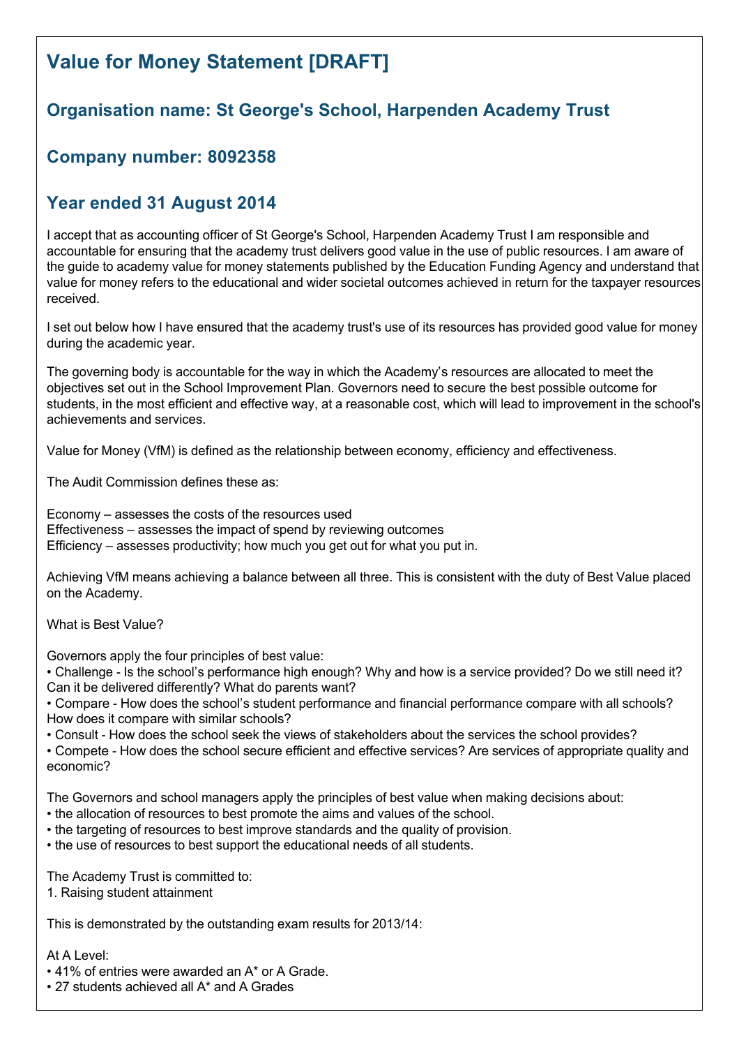# Value for Money Statement [DRAFT]

## Organisation name: St George's School, Harpenden Academy Trust

## Company number: 8092358

## Year ended 31 August 2014

I accept that as accounting officer of St George's School, Harpenden Academy Trust I am responsible and accountable for ensuring that the academy trust delivers good value in the use of public resources. I am aware of the guide to academy value for money statements published by the Education Funding Agency and understand that value for money refers to the educational and wider societal outcomes achieved in return for the taxpayer resources received.

I set out below how I have ensured that the academy trust's use of its resources has provided good value for money during the academic year.

The governing body is accountable for the way in which the Academy's resources are allocated to meet the objectives set out in the School Improvement Plan. Governors need to secure the best possible outcome for students, in the most efficient and effective way, at a reasonable cost, which will lead to improvement in the school's achievements and services.

Value for Money (VfM) is defined as the relationship between economy, efficiency and effectiveness.

The Audit Commission defines these as:

Economy – assesses the costs of the resources used
Effectiveness – assesses the impact of spend by reviewing outcomes
Efficiency – assesses productivity; how much you get out for what you put in.

Achieving VfM means achieving a balance between all three. This is consistent with the duty of Best Value placed on the Academy.

What is Best Value?

Governors apply the four principles of best value:

- Challenge - Is the school's performance high enough? Why and how is a service provided? Do we still need it? Can it be delivered differently? What do parents want?
- Compare - How does the school's student performance and financial performance compare with all schools? How does it compare with similar schools?
- Consult - How does the school seek the views of stakeholders about the services the school provides?
- Compete - How does the school secure efficient and effective services? Are services of appropriate quality and economic?

The Governors and school managers apply the principles of best value when making decisions about:

- the allocation of resources to best promote the aims and values of the school.
- the targeting of resources to best improve standards and the quality of provision.
- the use of resources to best support the educational needs of all students.

The Academy Trust is committed to:

1. Raising student attainment

This is demonstrated by the outstanding exam results for 2013/14:

At A Level:

- 41% of entries were awarded an A* or A Grade.
- 27 students achieved all A* and A Grades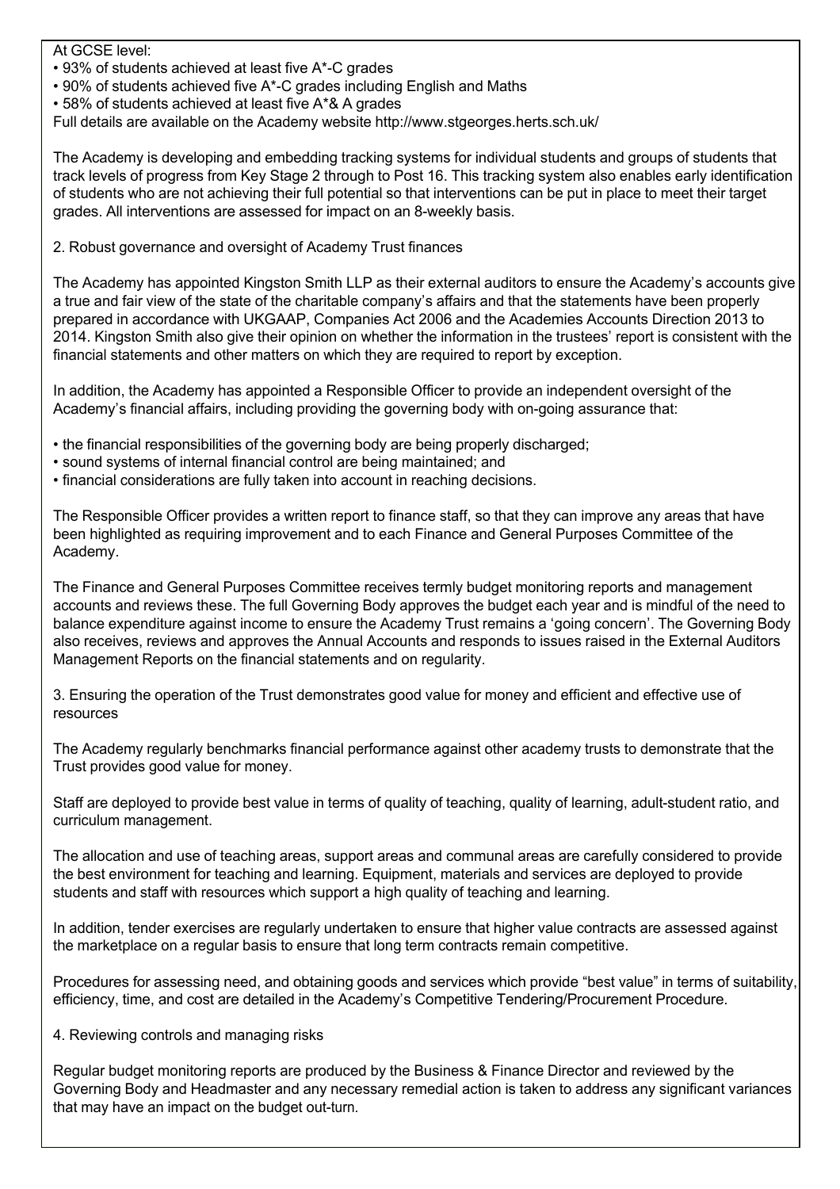At GCSE level:

- 93% of students achieved at least five A*-C grades
- 90% of students achieved five A*-C grades including English and Maths
- 58% of students achieved at least five A*& A grades

Full details are available on the Academy website http://www.stgeorges.herts.sch.uk/

The Academy is developing and embedding tracking systems for individual students and groups of students that track levels of progress from Key Stage 2 through to Post 16. This tracking system also enables early identification of students who are not achieving their full potential so that interventions can be put in place to meet their target grades. All interventions are assessed for impact on an 8-weekly basis.

2. Robust governance and oversight of Academy Trust finances

The Academy has appointed Kingston Smith LLP as their external auditors to ensure the Academy's accounts give a true and fair view of the state of the charitable company's affairs and that the statements have been properly prepared in accordance with UKGAAP, Companies Act 2006 and the Academies Accounts Direction 2013 to 2014. Kingston Smith also give their opinion on whether the information in the trustees' report is consistent with the financial statements and other matters on which they are required to report by exception.

In addition, the Academy has appointed a Responsible Officer to provide an independent oversight of the Academy's financial affairs, including providing the governing body with on-going assurance that:

- the financial responsibilities of the governing body are being properly discharged;
- sound systems of internal financial control are being maintained; and
- financial considerations are fully taken into account in reaching decisions.

The Responsible Officer provides a written report to finance staff, so that they can improve any areas that have been highlighted as requiring improvement and to each Finance and General Purposes Committee of the Academy.

The Finance and General Purposes Committee receives termly budget monitoring reports and management accounts and reviews these. The full Governing Body approves the budget each year and is mindful of the need to balance expenditure against income to ensure the Academy Trust remains a 'going concern'. The Governing Body also receives, reviews and approves the Annual Accounts and responds to issues raised in the External Auditors Management Reports on the financial statements and on regularity.

3. Ensuring the operation of the Trust demonstrates good value for money and efficient and effective use of resources

The Academy regularly benchmarks financial performance against other academy trusts to demonstrate that the Trust provides good value for money.

Staff are deployed to provide best value in terms of quality of teaching, quality of learning, adult-student ratio, and curriculum management.

The allocation and use of teaching areas, support areas and communal areas are carefully considered to provide the best environment for teaching and learning. Equipment, materials and services are deployed to provide students and staff with resources which support a high quality of teaching and learning.

In addition, tender exercises are regularly undertaken to ensure that higher value contracts are assessed against the marketplace on a regular basis to ensure that long term contracts remain competitive.

Procedures for assessing need, and obtaining goods and services which provide "best value" in terms of suitability, efficiency, time, and cost are detailed in the Academy's Competitive Tendering/Procurement Procedure.

4. Reviewing controls and managing risks

Regular budget monitoring reports are produced by the Business & Finance Director and reviewed by the Governing Body and Headmaster and any necessary remedial action is taken to address any significant variances that may have an impact on the budget out-turn.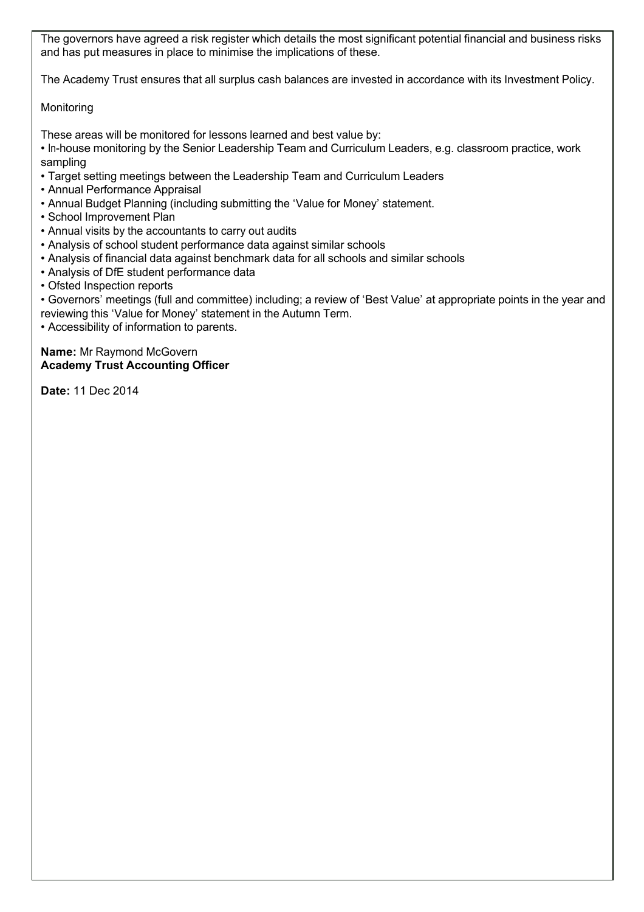The governors have agreed a risk register which details the most significant potential financial and business risks and has put measures in place to minimise the implications of these.

The Academy Trust ensures that all surplus cash balances are invested in accordance with its Investment Policy.

Monitoring

These areas will be monitored for lessons learned and best value by:

- In-house monitoring by the Senior Leadership Team and Curriculum Leaders, e.g. classroom practice, work sampling
- Target setting meetings between the Leadership Team and Curriculum Leaders
- Annual Performance Appraisal
- Annual Budget Planning (including submitting the 'Value for Money' statement.
- School Improvement Plan
- Annual visits by the accountants to carry out audits
- Analysis of school student performance data against similar schools
- Analysis of financial data against benchmark data for all schools and similar schools
- Analysis of DfE student performance data
- Ofsted Inspection reports
- Governors' meetings (full and committee) including; a review of 'Best Value' at appropriate points in the year and reviewing this 'Value for Money' statement in the Autumn Term.
- Accessibility of information to parents.

**Name:** Mr Raymond McGovern
**Academy Trust Accounting Officer**

**Date:** 11 Dec 2014